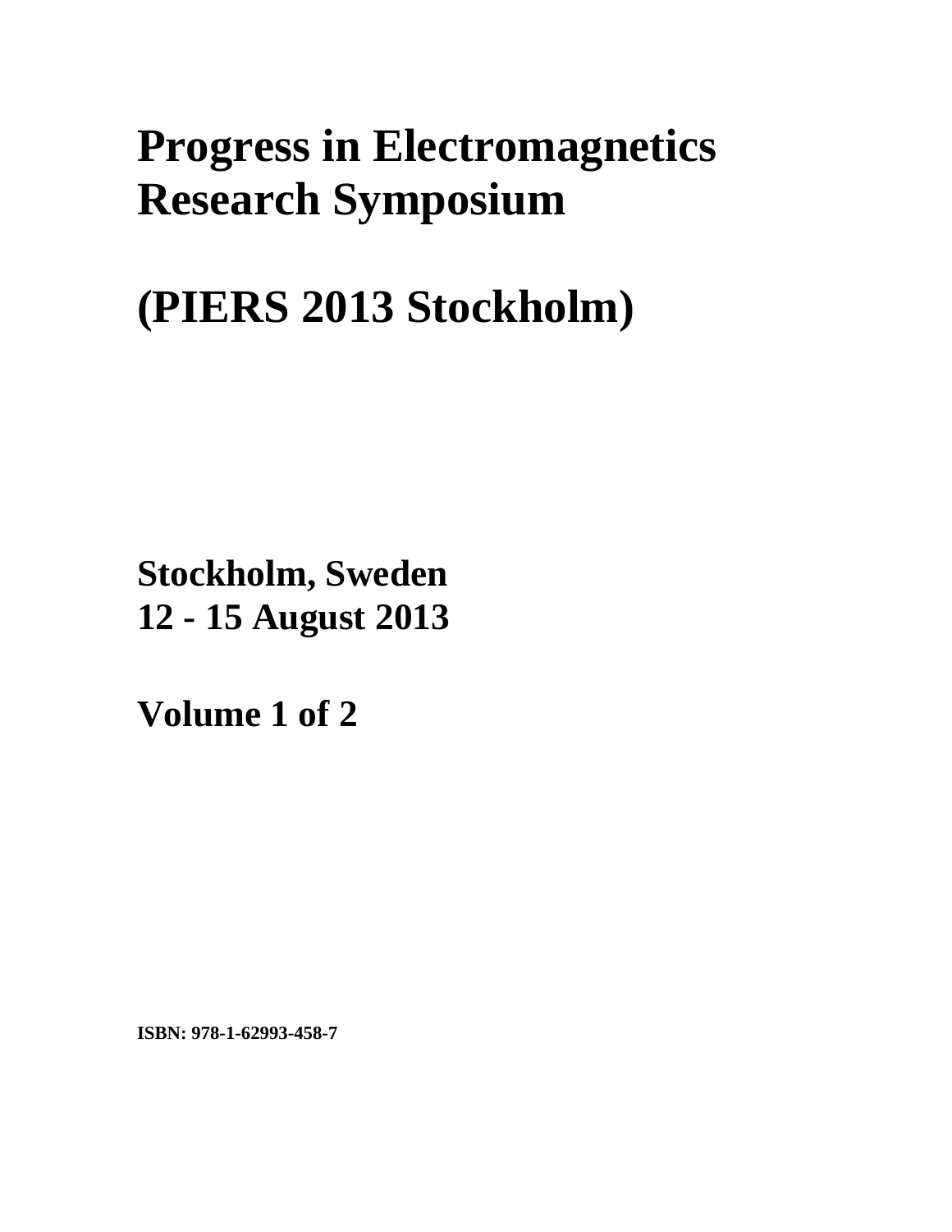# Progress in Electromagnetics Research Symposium

# (PIERS 2013 Stockholm)

**Stockholm, Sweden**
**12 - 15 August 2013**

**Volume 1 of 2**

**ISBN: 978-1-62993-458-7**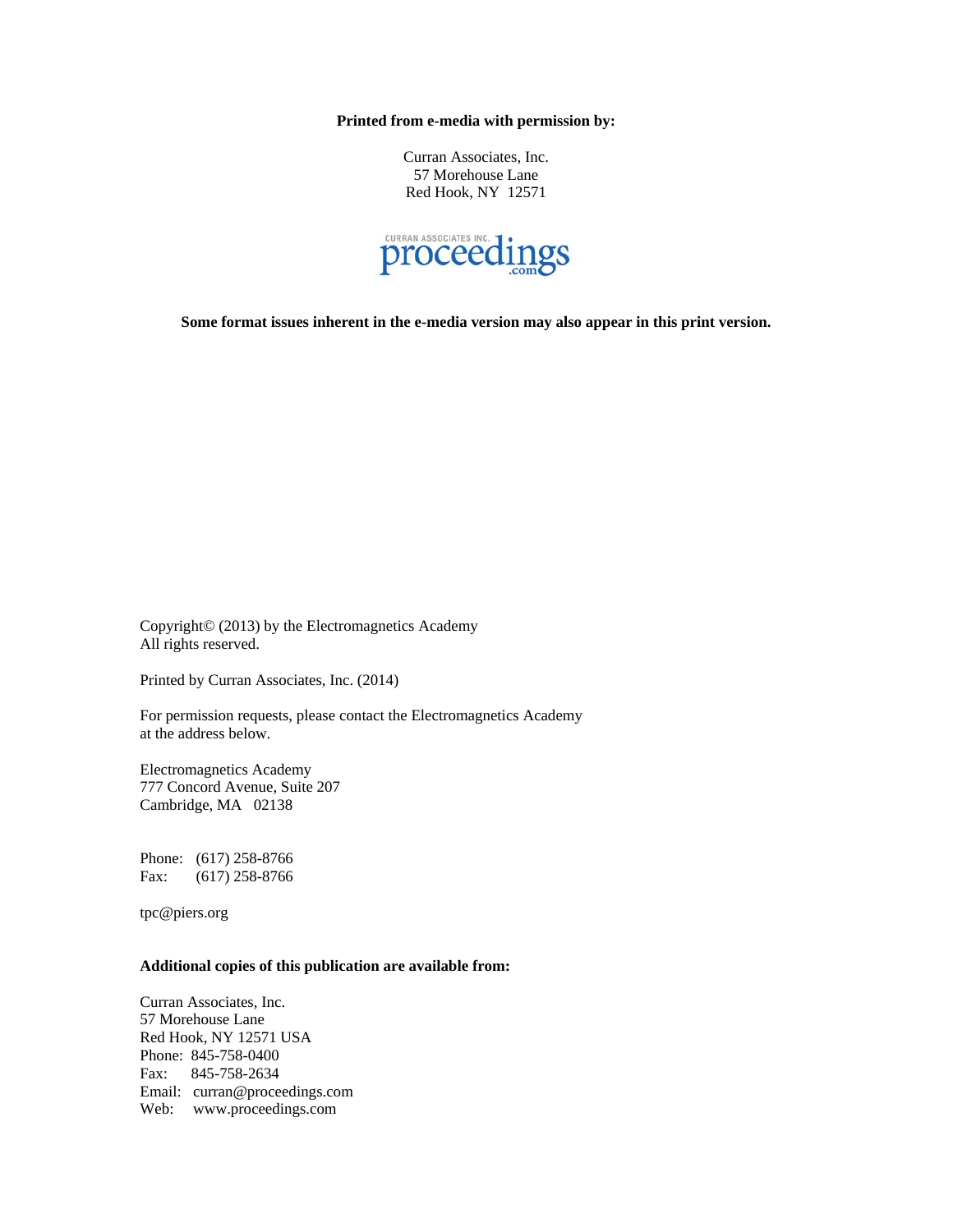**Printed from e-media with permission by:**

Curran Associates, Inc.
57 Morehouse Lane
Red Hook, NY 12571

CURRAN ASSOCIATES INC. proceedings .com

**Some format issues inherent in the e-media version may also appear in this print version.**

Copyright© (2013) by the Electromagnetics Academy
All rights reserved.

Printed by Curran Associates, Inc. (2014)

For permission requests, please contact the Electromagnetics Academy
at the address below.

Electromagnetics Academy
777 Concord Avenue, Suite 207
Cambridge, MA 02138

Phone: (617) 258-8766
Fax: (617) 258-8766

tpc@piers.org

**Additional copies of this publication are available from:**

Curran Associates, Inc.
57 Morehouse Lane
Red Hook, NY 12571 USA
Phone: 845-758-0400
Fax: 845-758-2634
Email: curran@proceedings.com
Web: www.proceedings.com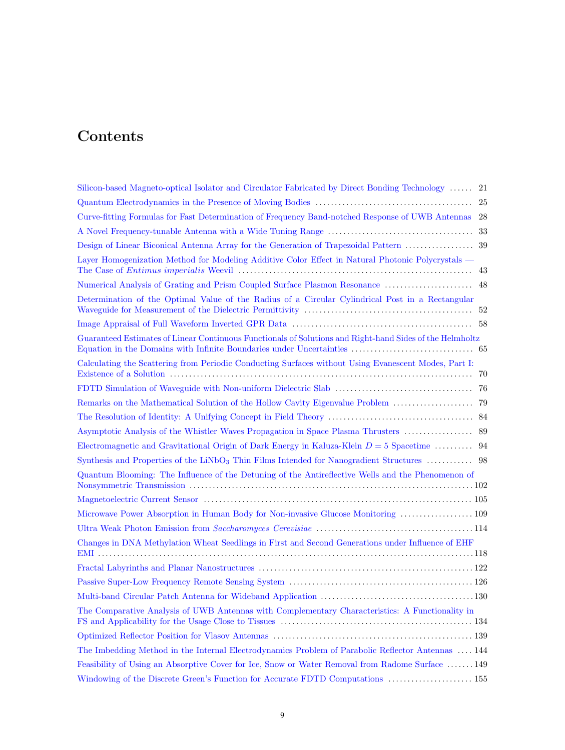# Contents

Silicon-based Magneto-optical Isolator and Circulator Fabricated by Direct Bonding Technology ...... 21

Quantum Electrodynamics in the Presence of Moving Bodies ........................................ 25

Curve-fitting Formulas for Fast Determination of Frequency Band-notched Response of UWB Antennas 28

A Novel Frequency-tunable Antenna with a Wide Tuning Range ..................................... 33

Design of Linear Biconical Antenna Array for the Generation of Trapezoidal Pattern .................. 39

Layer Homogenization Method for Modeling Additive Color Effect in Natural Photonic Polycrystals — The Case of *Entimus imperialis* Weevil ............................................................ 43

Numerical Analysis of Grating and Prism Coupled Surface Plasmon Resonance ....................... 48

Determination of the Optimal Value of the Radius of a Circular Cylindrical Post in a Rectangular Waveguide for Measurement of the Dielectric Permittivity ............................................ 52

Image Appraisal of Full Waveform Inverted GPR Data ............................................... 58

Guaranteed Estimates of Linear Continuous Functionals of Solutions and Right-hand Sides of the Helmholtz Equation in the Domains with Infinite Boundaries under Uncertainties ............................... 65

Calculating the Scattering from Periodic Conducting Surfaces without Using Evanescent Modes, Part I: Existence of a Solution ........................................................................... 70

FDTD Simulation of Waveguide with Non-uniform Dielectric Slab ................................... 76

Remarks on the Mathematical Solution of the Hollow Cavity Eigenvalue Problem ..................... 79

The Resolution of Identity: A Unifying Concept in Field Theory ..................................... 84

Asymptotic Analysis of the Whistler Waves Propagation in Space Plasma Thrusters .................. 89

Electromagnetic and Gravitational Origin of Dark Energy in Kaluza-Klein $D = 5$ Spacetime .......... 94

Synthesis and Properties of the $LiNbO_3$ Thin Films Intended for Nanogradient Structures ............ 98

Quantum Blooming: The Influence of the Detuning of the Antireflective Wells and the Phenomenon of Nonsymmetric Transmission ........................................................................... 102

Magnetoelectric Current Sensor ..................................................................... 105

Microwave Power Absorption in Human Body for Non-invasive Glucose Monitoring ................... 109

Ultra Weak Photon Emission from *Saccharomyces Cerevisiae* ........................................ 114

Changes in DNA Methylation Wheat Seedlings in First and Second Generations under Influence of EHF EMI ................................................................................................. 118

Fractal Labyrinths and Planar Nanostructures ....................................................... 122

Passive Super-Low Frequency Remote Sensing System ................................................ 126

Multi-band Circular Patch Antenna for Wideband Application ....................................... 130

The Comparative Analysis of UWB Antennas with Complementary Characteristics: A Functionality in FS and Applicability for the Usage Close to Tissues ................................................. 134

Optimized Reflector Position for Vlasov Antennas ................................................... 139

The Imbedding Method in the Internal Electrodynamics Problem of Parabolic Reflector Antennas .... 144

Feasibility of Using an Absorptive Cover for Ice, Snow or Water Removal from Radome Surface ....... 149

Windowing of the Discrete Green's Function for Accurate FDTD Computations ...................... 155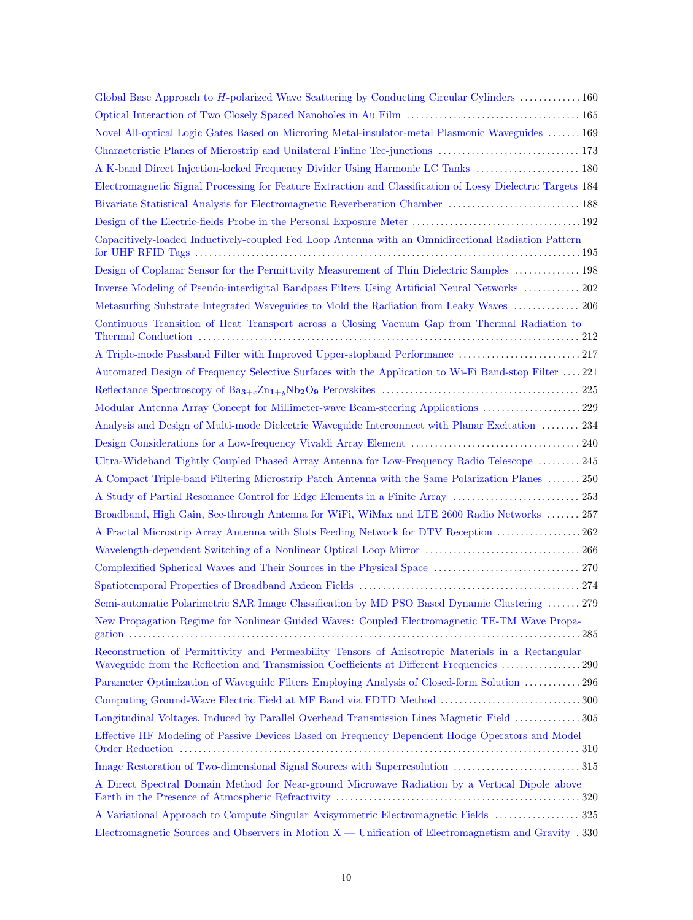Global Base Approach to $H$-polarized Wave Scattering by Conducting Circular Cylinders ............ 160

Optical Interaction of Two Closely Spaced Nanoholes in Au Film ............ 165

Novel All-optical Logic Gates Based on Microring Metal-insulator-metal Plasmonic Waveguides ....... 169

Characteristic Planes of Microstrip and Unilateral Finline Tee-junctions ............ 173

A K-band Direct Injection-locked Frequency Divider Using Harmonic LC Tanks ............ 180

Electromagnetic Signal Processing for Feature Extraction and Classification of Lossy Dielectric Targets 184

Bivariate Statistical Analysis for Electromagnetic Reverberation Chamber ............ 188

Design of the Electric-fields Probe in the Personal Exposure Meter ............ 192

Capacitively-loaded Inductively-coupled Fed Loop Antenna with an Omnidirectional Radiation Pattern for UHF RFID Tags ............ 195

Design of Coplanar Sensor for the Permittivity Measurement of Thin Dielectric Samples ............ 198

Inverse Modeling of Pseudo-interdigital Bandpass Filters Using Artificial Neural Networks ............ 202

Metasurfing Substrate Integrated Waveguides to Mold the Radiation from Leaky Waves ............ 206

Continuous Transition of Heat Transport across a Closing Vacuum Gap from Thermal Radiation to Thermal Conduction ............ 212

A Triple-mode Passband Filter with Improved Upper-stopband Performance ............ 217

Automated Design of Frequency Selective Surfaces with the Application to Wi-Fi Band-stop Filter .... 221

Reflectance Spectroscopy of $\mathbf{Ba_{3+x}Zn_{1+y}Nb_2O_9}$ Perovskites ............ 225

Modular Antenna Array Concept for Millimeter-wave Beam-steering Applications ............ 229

Analysis and Design of Multi-mode Dielectric Waveguide Interconnect with Planar Excitation ........ 234

Design Considerations for a Low-frequency Vivaldi Array Element ............ 240

Ultra-Wideband Tightly Coupled Phased Array Antenna for Low-Frequency Radio Telescope ......... 245

A Compact Triple-band Filtering Microstrip Patch Antenna with the Same Polarization Planes ....... 250

A Study of Partial Resonance Control for Edge Elements in a Finite Array ............ 253

Broadband, High Gain, See-through Antenna for WiFi, WiMax and LTE 2600 Radio Networks ....... 257

A Fractal Microstrip Array Antenna with Slots Feeding Network for DTV Reception ............ 262

Wavelength-dependent Switching of a Nonlinear Optical Loop Mirror ............ 266

Complexified Spherical Waves and Their Sources in the Physical Space ............ 270

Spatiotemporal Properties of Broadband Axicon Fields ............ 274

Semi-automatic Polarimetric SAR Image Classification by MD PSO Based Dynamic Clustering ....... 279

New Propagation Regime for Nonlinear Guided Waves: Coupled Electromagnetic TE-TM Wave Propagation ............ 285

Reconstruction of Permittivity and Permeability Tensors of Anisotropic Materials in a Rectangular Waveguide from the Reflection and Transmission Coefficients at Different Frequencies ............ 290

Parameter Optimization of Waveguide Filters Employing Analysis of Closed-form Solution ............ 296

Computing Ground-Wave Electric Field at MF Band via FDTD Method ............ 300

Longitudinal Voltages, Induced by Parallel Overhead Transmission Lines Magnetic Field ............ 305

Effective HF Modeling of Passive Devices Based on Frequency Dependent Hodge Operators and Model Order Reduction ............ 310

Image Restoration of Two-dimensional Signal Sources with Superresolution ............ 315

A Direct Spectral Domain Method for Near-ground Microwave Radiation by a Vertical Dipole above Earth in the Presence of Atmospheric Refractivity ............ 320

A Variational Approach to Compute Singular Axisymmetric Electromagnetic Fields ............ 325

Electromagnetic Sources and Observers in Motion X — Unification of Electromagnetism and Gravity . 330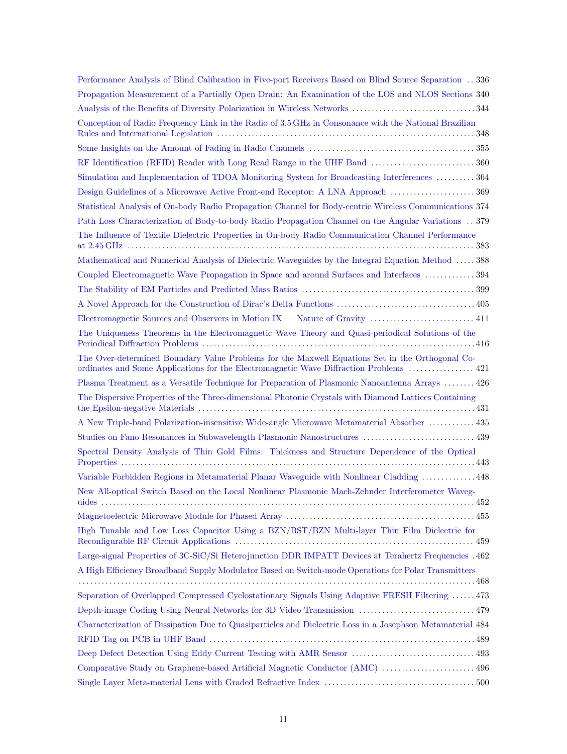Performance Analysis of Blind Calibration in Five-port Receivers Based on Blind Source Separation .. 336

Propagation Measurement of a Partially Open Drain: An Examination of the LOS and NLOS Sections 340

Analysis of the Benefits of Diversity Polarization in Wireless Networks ................................ 344

Conception of Radio Frequency Link in the Radio of 3.5 GHz in Consonance with the National Brazilian Rules and International Legislation .................................................................... 348

Some Insights on the Amount of Fading in Radio Channels ........................................... 355

RF Identification (RFID) Reader with Long Read Range in the UHF Band ........................... 360

Simulation and Implementation of TDOA Monitoring System for Broadcasting Interferences .......... 364

Design Guidelines of a Microwave Active Front-end Receptor: A LNA Approach ...................... 369

Statistical Analysis of On-body Radio Propagation Channel for Body-centric Wireless Communications 374

Path Loss Characterization of Body-to-body Radio Propagation Channel on the Angular Variations .. 379

The Influence of Textile Dielectric Properties in On-body Radio Communication Channel Performance at 2.45 GHz ........................................................................................... 383

Mathematical and Numerical Analysis of Dielectric Waveguides by the Integral Equation Method ..... 388

Coupled Electromagnetic Wave Propagation in Space and around Surfaces and Interfaces ............. 394

The Stability of EM Particles and Predicted Mass Ratios ............................................. 399

A Novel Approach for the Construction of Dirac's Delta Functions .................................... 405

Electromagnetic Sources and Observers in Motion IX — Nature of Gravity ........................... 411

The Uniqueness Theorems in the Electromagnetic Wave Theory and Quasi-periodical Solutions of the Periodical Diffraction Problems ........................................................................ 416

The Over-determined Boundary Value Problems for the Maxwell Equations Set in the Orthogonal Coordinates and Some Applications for the Electromagnetic Wave Diffraction Problems ................. 421

Plasma Treatment as a Versatile Technique for Preparation of Plasmonic Nanoantenna Arrays ........ 426

The Dispersive Properties of the Three-dimensional Photonic Crystals with Diamond Lattices Containing the Epsilon-negative Materials ......................................................................... 431

A New Triple-band Polarization-insensitive Wide-angle Microwave Metamaterial Absorber ............ 435

Studies on Fano Resonances in Subwavelength Plasmonic Nanostructures ............................. 439

Spectral Density Analysis of Thin Gold Films: Thickness and Structure Dependence of the Optical Properties ........................................................................................... 443

Variable Forbidden Regions in Metamaterial Planar Waveguide with Nonlinear Cladding .............. 448

New All-optical Switch Based on the Local Nonlinear Plasmonic Mach-Zehnder Interferometer Waveguides ............................................................................................. 452

Magnetoelectric Microwave Module for Phased Array ................................................. 455

High Tunable and Low Loss Capacitor Using a BZN/BST/BZN Multi-layer Thin Film Dielectric for Reconfigurable RF Circuit Applications ............................................................... 459

Large-signal Properties of 3C-SiC/Si Heterojunction DDR IMPATT Devices at Terahertz Frequencies . 462

A High Efficiency Broadband Supply Modulator Based on Switch-mode Operations for Polar Transmitters ........................................................................................................ 468

Separation of Overlapped Compressed Cyclostationary Signals Using Adaptive FRESH Filtering ...... 473

Depth-image Coding Using Neural Networks for 3D Video Transmission .............................. 479

Characterization of Dissipation Due to Quasiparticles and Dielectric Loss in a Josephson Metamaterial 484

RFID Tag on PCB in UHF Band ....................................................................... 489

Deep Defect Detection Using Eddy Current Testing with AMR Sensor ................................ 493

Comparative Study on Graphene-based Artificial Magnetic Conductor (AMC) ........................ 496

Single Layer Meta-material Lens with Graded Refractive Index ....................................... 500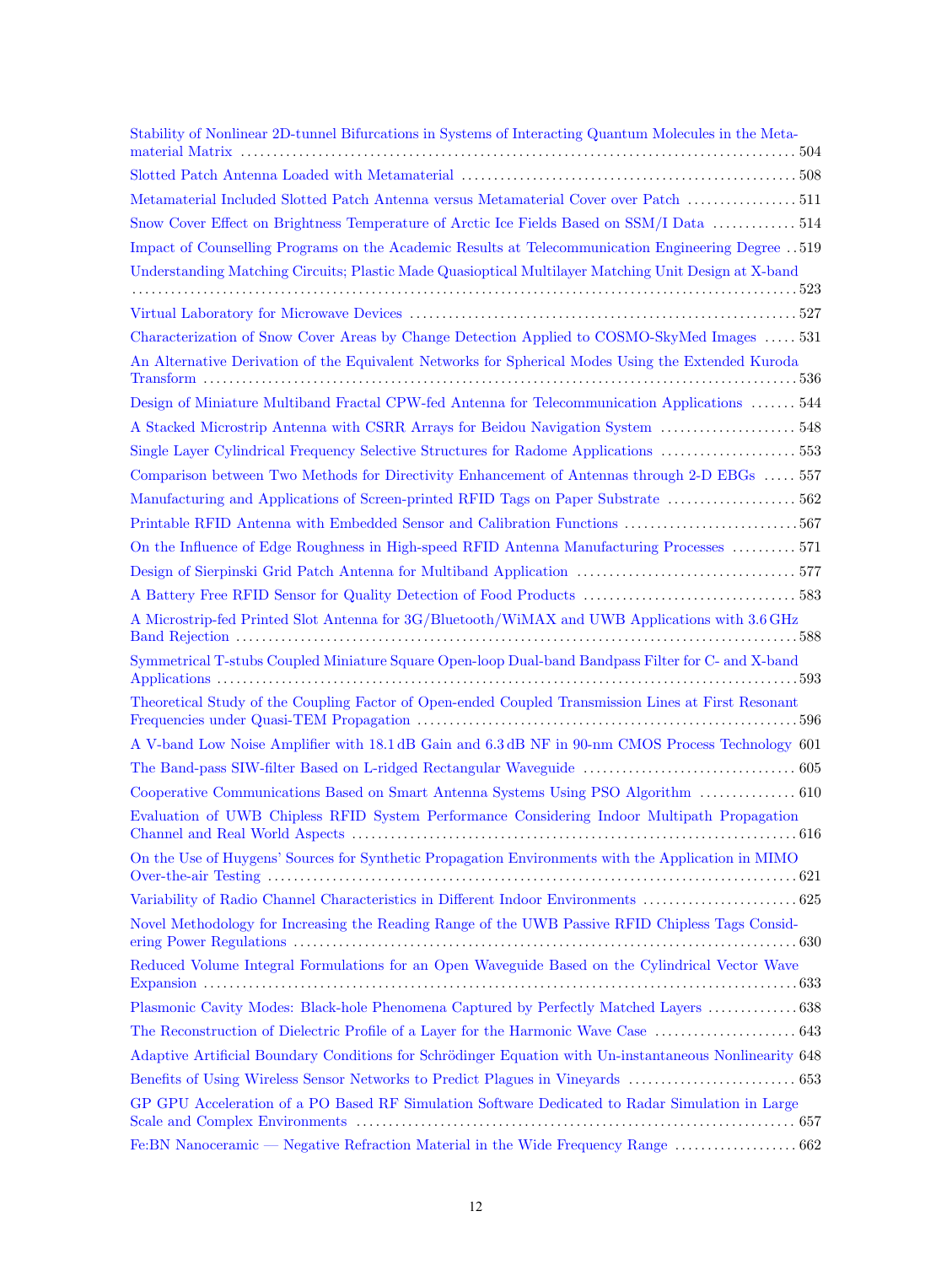Stability of Nonlinear 2D-tunnel Bifurcations in Systems of Interacting Quantum Molecules in the Metamaterial Matrix ........ 504

Slotted Patch Antenna Loaded with Metamaterial ........ 508

Metamaterial Included Slotted Patch Antenna versus Metamaterial Cover over Patch ........ 511

Snow Cover Effect on Brightness Temperature of Arctic Ice Fields Based on SSM/I Data ........ 514

Impact of Counselling Programs on the Academic Results at Telecommunication Engineering Degree ........ 519

Understanding Matching Circuits; Plastic Made Quasioptical Multilayer Matching Unit Design at X-band ........ 523

Virtual Laboratory for Microwave Devices ........ 527

Characterization of Snow Cover Areas by Change Detection Applied to COSMO-SkyMed Images ........ 531

An Alternative Derivation of the Equivalent Networks for Spherical Modes Using the Extended Kuroda Transform ........ 536

Design of Miniature Multiband Fractal CPW-fed Antenna for Telecommunication Applications ........ 544

A Stacked Microstrip Antenna with CSRR Arrays for Beidou Navigation System ........ 548

Single Layer Cylindrical Frequency Selective Structures for Radome Applications ........ 553

Comparison between Two Methods for Directivity Enhancement of Antennas through 2-D EBGs ........ 557

Manufacturing and Applications of Screen-printed RFID Tags on Paper Substrate ........ 562

Printable RFID Antenna with Embedded Sensor and Calibration Functions ........ 567

On the Influence of Edge Roughness in High-speed RFID Antenna Manufacturing Processes ........ 571

Design of Sierpinski Grid Patch Antenna for Multiband Application ........ 577

A Battery Free RFID Sensor for Quality Detection of Food Products ........ 583

A Microstrip-fed Printed Slot Antenna for 3G/Bluetooth/WiMAX and UWB Applications with 3.6 GHz Band Rejection ........ 588

Symmetrical T-stubs Coupled Miniature Square Open-loop Dual-band Bandpass Filter for C- and X-band Applications ........ 593

Theoretical Study of the Coupling Factor of Open-ended Coupled Transmission Lines at First Resonant Frequencies under Quasi-TEM Propagation ........ 596

A V-band Low Noise Amplifier with 18.1 dB Gain and 6.3 dB NF in 90-nm CMOS Process Technology ........ 601

The Band-pass SIW-filter Based on L-ridged Rectangular Waveguide ........ 605

Cooperative Communications Based on Smart Antenna Systems Using PSO Algorithm ........ 610

Evaluation of UWB Chipless RFID System Performance Considering Indoor Multipath Propagation Channel and Real World Aspects ........ 616

On the Use of Huygens' Sources for Synthetic Propagation Environments with the Application in MIMO Over-the-air Testing ........ 621

Variability of Radio Channel Characteristics in Different Indoor Environments ........ 625

Novel Methodology for Increasing the Reading Range of the UWB Passive RFID Chipless Tags Considering Power Regulations ........ 630

Reduced Volume Integral Formulations for an Open Waveguide Based on the Cylindrical Vector Wave Expansion ........ 633

Plasmonic Cavity Modes: Black-hole Phenomena Captured by Perfectly Matched Layers ........ 638

The Reconstruction of Dielectric Profile of a Layer for the Harmonic Wave Case ........ 643

Adaptive Artificial Boundary Conditions for Schrödinger Equation with Un-instantaneous Nonlinearity ........ 648

Benefits of Using Wireless Sensor Networks to Predict Plagues in Vineyards ........ 653

GP GPU Acceleration of a PO Based RF Simulation Software Dedicated to Radar Simulation in Large Scale and Complex Environments ........ 657

Fe:BN Nanoceramic — Negative Refraction Material in the Wide Frequency Range ........ 662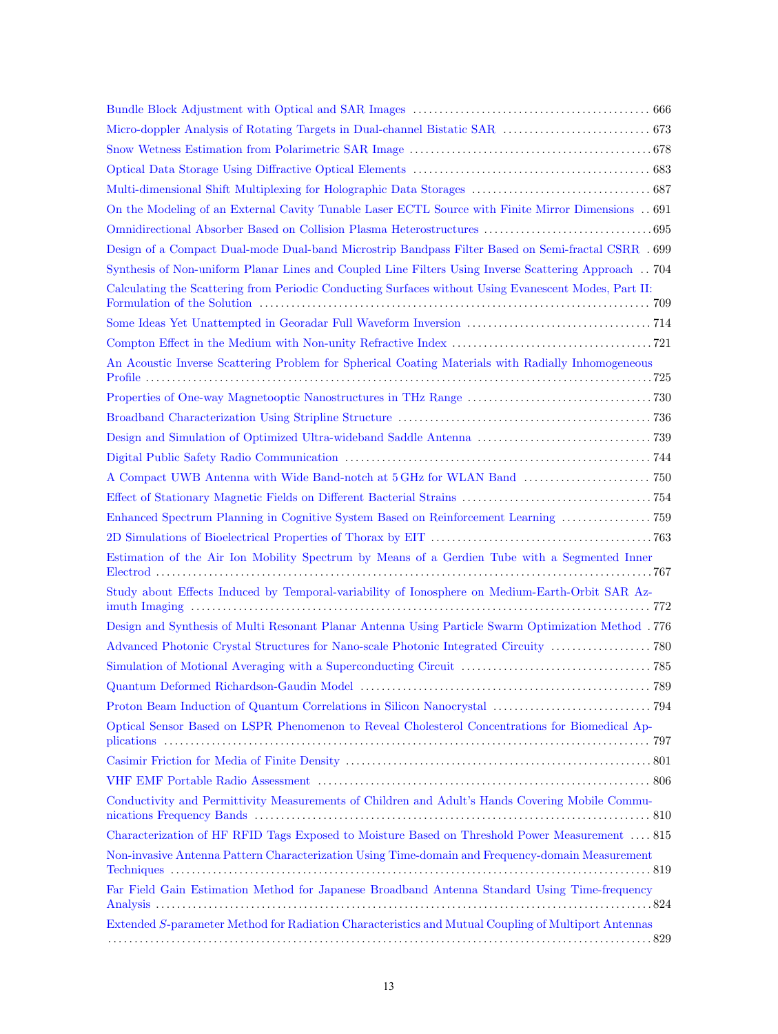Bundle Block Adjustment with Optical and SAR Images ..... 666

Micro-doppler Analysis of Rotating Targets in Dual-channel Bistatic SAR ..... 673

Snow Wetness Estimation from Polarimetric SAR Image ..... 678

Optical Data Storage Using Diffractive Optical Elements ..... 683

Multi-dimensional Shift Multiplexing for Holographic Data Storages ..... 687

On the Modeling of an External Cavity Tunable Laser ECTL Source with Finite Mirror Dimensions ..... 691

Omnidirectional Absorber Based on Collision Plasma Heterostructures ..... 695

Design of a Compact Dual-mode Dual-band Microstrip Bandpass Filter Based on Semi-fractal CSRR ..... 699

Synthesis of Non-uniform Planar Lines and Coupled Line Filters Using Inverse Scattering Approach ..... 704

Calculating the Scattering from Periodic Conducting Surfaces without Using Evanescent Modes, Part II: Formulation of the Solution ..... 709

Some Ideas Yet Unattempted in Georadar Full Waveform Inversion ..... 714

Compton Effect in the Medium with Non-unity Refractive Index ..... 721

An Acoustic Inverse Scattering Problem for Spherical Coating Materials with Radially Inhomogeneous Profile ..... 725

Properties of One-way Magnetooptic Nanostructures in THz Range ..... 730

Broadband Characterization Using Stripline Structure ..... 736

Design and Simulation of Optimized Ultra-wideband Saddle Antenna ..... 739

Digital Public Safety Radio Communication ..... 744

A Compact UWB Antenna with Wide Band-notch at 5 GHz for WLAN Band ..... 750

Effect of Stationary Magnetic Fields on Different Bacterial Strains ..... 754

Enhanced Spectrum Planning in Cognitive System Based on Reinforcement Learning ..... 759

2D Simulations of Bioelectrical Properties of Thorax by EIT ..... 763

Estimation of the Air Ion Mobility Spectrum by Means of a Gerdien Tube with a Segmented Inner Electrod ..... 767

Study about Effects Induced by Temporal-variability of Ionosphere on Medium-Earth-Orbit SAR Azimuth Imaging ..... 772

Design and Synthesis of Multi Resonant Planar Antenna Using Particle Swarm Optimization Method ..... 776

Advanced Photonic Crystal Structures for Nano-scale Photonic Integrated Circuity ..... 780

Simulation of Motional Averaging with a Superconducting Circuit ..... 785

Quantum Deformed Richardson-Gaudin Model ..... 789

Proton Beam Induction of Quantum Correlations in Silicon Nanocrystal ..... 794

Optical Sensor Based on LSPR Phenomenon to Reveal Cholesterol Concentrations for Biomedical Applications ..... 797

Casimir Friction for Media of Finite Density ..... 801

VHF EMF Portable Radio Assessment ..... 806

Conductivity and Permittivity Measurements of Children and Adult's Hands Covering Mobile Communications Frequency Bands ..... 810

Characterization of HF RFID Tags Exposed to Moisture Based on Threshold Power Measurement ..... 815

Non-invasive Antenna Pattern Characterization Using Time-domain and Frequency-domain Measurement Techniques ..... 819

Far Field Gain Estimation Method for Japanese Broadband Antenna Standard Using Time-frequency Analysis ..... 824

Extended $S$-parameter Method for Radiation Characteristics and Mutual Coupling of Multiport Antennas ..... 829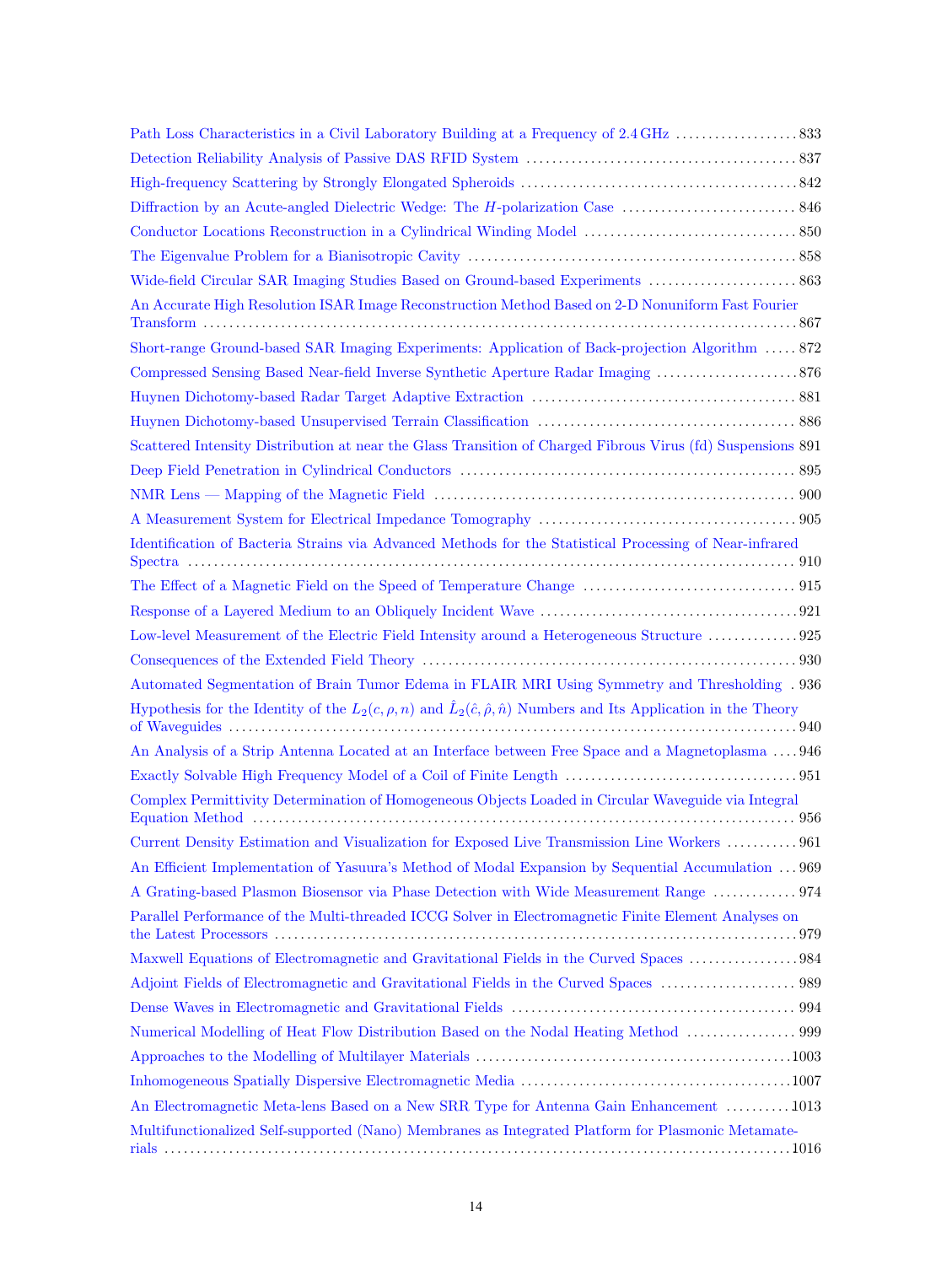Path Loss Characteristics in a Civil Laboratory Building at a Frequency of 2.4 GHz ... 833

Detection Reliability Analysis of Passive DAS RFID System ... 837

High-frequency Scattering by Strongly Elongated Spheroids ... 842

Diffraction by an Acute-angled Dielectric Wedge: The $H$-polarization Case ... 846

Conductor Locations Reconstruction in a Cylindrical Winding Model ... 850

The Eigenvalue Problem for a Bianisotropic Cavity ... 858

Wide-field Circular SAR Imaging Studies Based on Ground-based Experiments ... 863

An Accurate High Resolution ISAR Image Reconstruction Method Based on 2-D Nonuniform Fast Fourier Transform ... 867

Short-range Ground-based SAR Imaging Experiments: Application of Back-projection Algorithm ... 872

Compressed Sensing Based Near-field Inverse Synthetic Aperture Radar Imaging ... 876

Huynen Dichotomy-based Radar Target Adaptive Extraction ... 881

Huynen Dichotomy-based Unsupervised Terrain Classification ... 886

Scattered Intensity Distribution at near the Glass Transition of Charged Fibrous Virus (fd) Suspensions 891

Deep Field Penetration in Cylindrical Conductors ... 895

NMR Lens — Mapping of the Magnetic Field ... 900

A Measurement System for Electrical Impedance Tomography ... 905

Identification of Bacteria Strains via Advanced Methods for the Statistical Processing of Near-infrared Spectra ... 910

The Effect of a Magnetic Field on the Speed of Temperature Change ... 915

Response of a Layered Medium to an Obliquely Incident Wave ... 921

Low-level Measurement of the Electric Field Intensity around a Heterogeneous Structure ... 925

Consequences of the Extended Field Theory ... 930

Automated Segmentation of Brain Tumor Edema in FLAIR MRI Using Symmetry and Thresholding . 936

Hypothesis for the Identity of the $L_2(c, \rho, n)$ and $\hat{L}_2(\hat{c}, \hat{\rho}, \hat{n})$ Numbers and Its Application in the Theory of Waveguides ... 940

An Analysis of a Strip Antenna Located at an Interface between Free Space and a Magnetoplasma ... 946

Exactly Solvable High Frequency Model of a Coil of Finite Length ... 951

Complex Permittivity Determination of Homogeneous Objects Loaded in Circular Waveguide via Integral Equation Method ... 956

Current Density Estimation and Visualization for Exposed Live Transmission Line Workers ... 961

An Efficient Implementation of Yasuura's Method of Modal Expansion by Sequential Accumulation ... 969

A Grating-based Plasmon Biosensor via Phase Detection with Wide Measurement Range ... 974

Parallel Performance of the Multi-threaded ICCG Solver in Electromagnetic Finite Element Analyses on the Latest Processors ... 979

Maxwell Equations of Electromagnetic and Gravitational Fields in the Curved Spaces ... 984

Adjoint Fields of Electromagnetic and Gravitational Fields in the Curved Spaces ... 989

Dense Waves in Electromagnetic and Gravitational Fields ... 994

Numerical Modelling of Heat Flow Distribution Based on the Nodal Heating Method ... 999

Approaches to the Modelling of Multilayer Materials ... 1003

Inhomogeneous Spatially Dispersive Electromagnetic Media ... 1007

An Electromagnetic Meta-lens Based on a New SRR Type for Antenna Gain Enhancement ... 1013

Multifunctionalized Self-supported (Nano) Membranes as Integrated Platform for Plasmonic Metamaterials ... 1016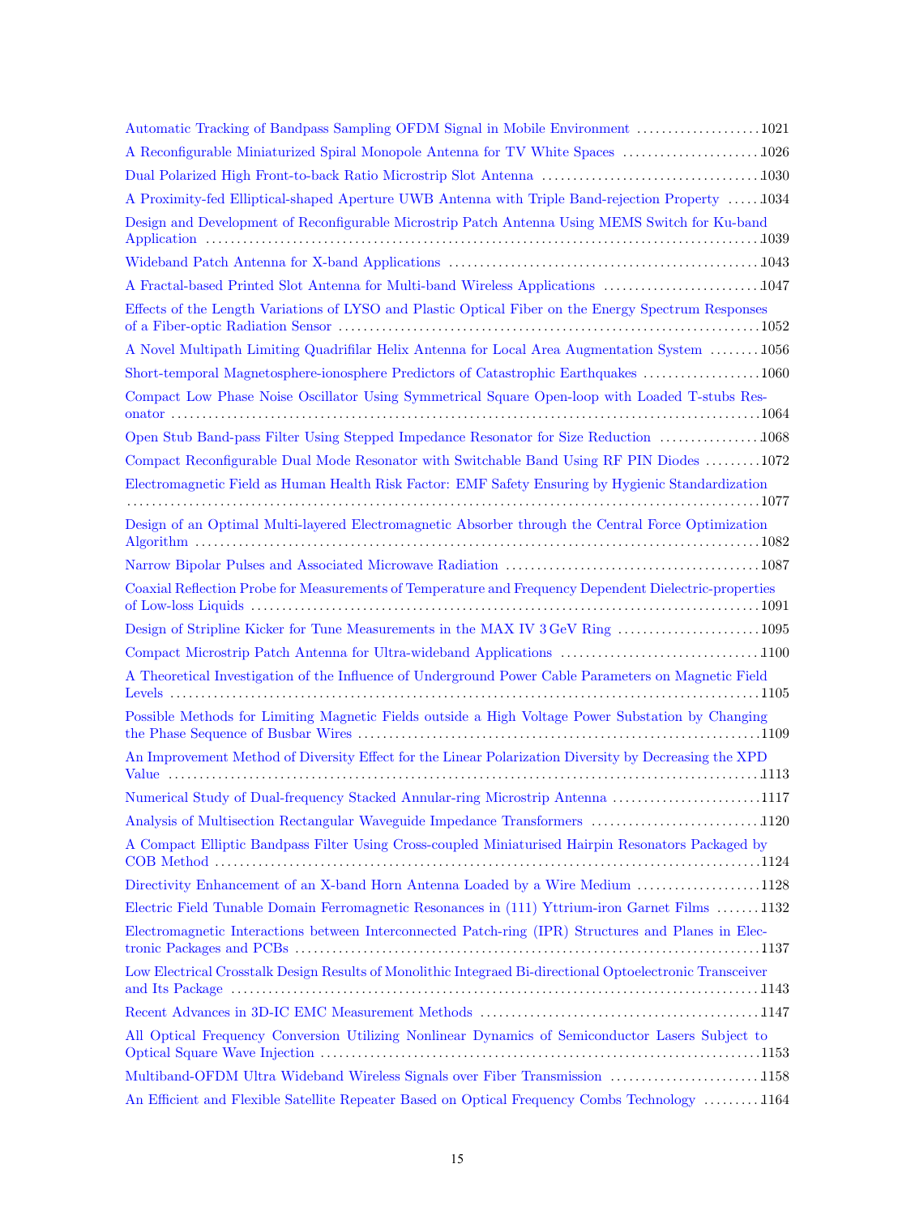Automatic Tracking of Bandpass Sampling OFDM Signal in Mobile Environment ....................1021

A Reconfigurable Miniaturized Spiral Monopole Antenna for TV White Spaces ......................1026

Dual Polarized High Front-to-back Ratio Microstrip Slot Antenna ...................................1030

A Proximity-fed Elliptical-shaped Aperture UWB Antenna with Triple Band-rejection Property .....1034

Design and Development of Reconfigurable Microstrip Patch Antenna Using MEMS Switch for Ku-band Application ...........................................................................................1039

Wideband Patch Antenna for X-band Applications .................................................1043

A Fractal-based Printed Slot Antenna for Multi-band Wireless Applications .........................1047

Effects of the Length Variations of LYSO and Plastic Optical Fiber on the Energy Spectrum Responses of a Fiber-optic Radiation Sensor ...................................................................1052

A Novel Multipath Limiting Quadrifilar Helix Antenna for Local Area Augmentation System ........1056

Short-temporal Magnetosphere-ionosphere Predictors of Catastrophic Earthquakes ...................1060

Compact Low Phase Noise Oscillator Using Symmetrical Square Open-loop with Loaded T-stubs Resonator ............................................................................................1064

Open Stub Band-pass Filter Using Stepped Impedance Resonator for Size Reduction ................1068

Compact Reconfigurable Dual Mode Resonator with Switchable Band Using RF PIN Diodes .........1072

Electromagnetic Field as Human Health Risk Factor: EMF Safety Ensuring by Hygienic Standardization ..........................................................................................1077

Design of an Optimal Multi-layered Electromagnetic Absorber through the Central Force Optimization Algorithm ............................................................................................1082

Narrow Bipolar Pulses and Associated Microwave Radiation ........................................1087

Coaxial Reflection Probe for Measurements of Temperature and Frequency Dependent Dielectric-properties of Low-loss Liquids ...............................................................................1091

Design of Stripline Kicker for Tune Measurements in the MAX IV 3 GeV Ring .......................1095

Compact Microstrip Patch Antenna for Ultra-wideband Applications ................................1100

A Theoretical Investigation of the Influence of Underground Power Cable Parameters on Magnetic Field Levels ..................................................................................................1105

Possible Methods for Limiting Magnetic Fields outside a High Voltage Power Substation by Changing the Phase Sequence of Busbar Wires ................................................................1109

An Improvement Method of Diversity Effect for the Linear Polarization Diversity by Decreasing the XPD Value ...................................................................................................1113

Numerical Study of Dual-frequency Stacked Annular-ring Microstrip Antenna ........................1117

Analysis of Multisection Rectangular Waveguide Impedance Transformers ...........................1120

A Compact Elliptic Bandpass Filter Using Cross-coupled Miniaturised Hairpin Resonators Packaged by COB Method .........................................................................................1124

Directivity Enhancement of an X-band Horn Antenna Loaded by a Wire Medium ....................1128

Electric Field Tunable Domain Ferromagnetic Resonances in (111) Yttrium-iron Garnet Films .......1132

Electromagnetic Interactions between Interconnected Patch-ring (IPR) Structures and Planes in Electronic Packages and PCBs .........................................................................1137

Low Electrical Crosstalk Design Results of Monolithic Integraed Bi-directional Optoelectronic Transceiver and Its Package .........................................................................................1143

Recent Advances in 3D-IC EMC Measurement Methods ............................................1147

All Optical Frequency Conversion Utilizing Nonlinear Dynamics of Semiconductor Lasers Subject to Optical Square Wave Injection ......................................................................1153

Multiband-OFDM Ultra Wideband Wireless Signals over Fiber Transmission ........................1158

An Efficient and Flexible Satellite Repeater Based on Optical Frequency Combs Technology .........1164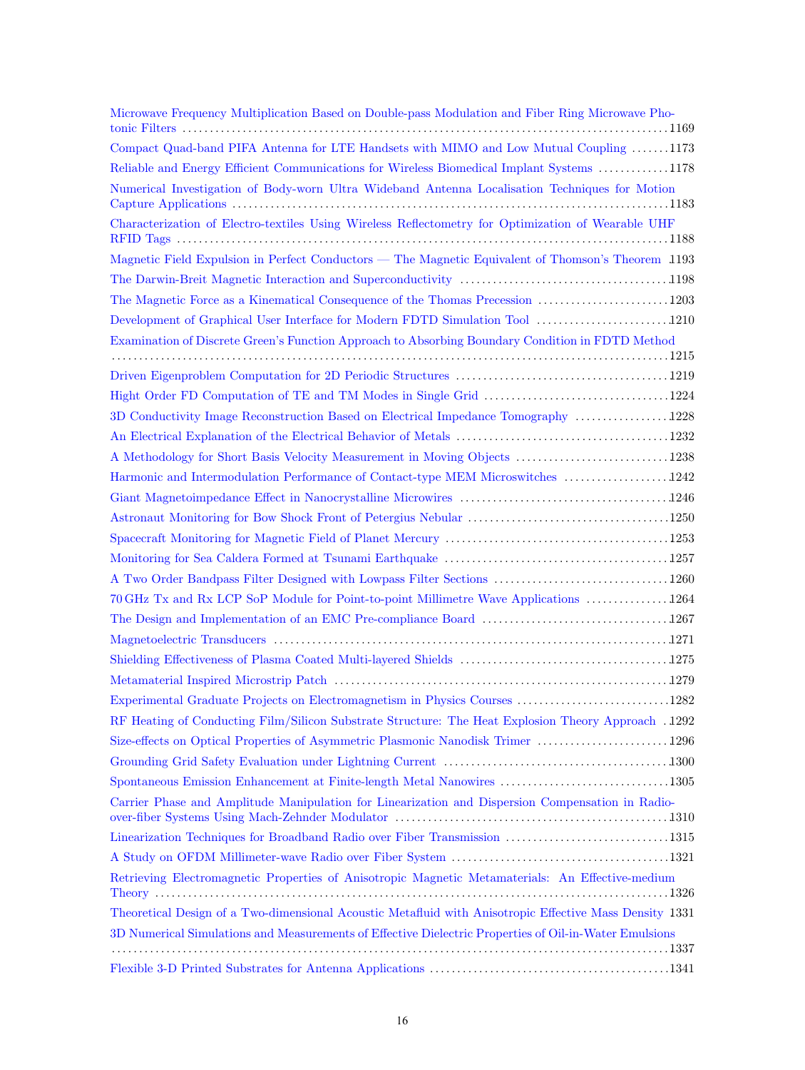Microwave Frequency Multiplication Based on Double-pass Modulation and Fiber Ring Microwave Photonic Filters ........................................................................................................1169

Compact Quad-band PIFA Antenna for LTE Handsets with MIMO and Low Mutual Coupling .......1173

Reliable and Energy Efficient Communications for Wireless Biomedical Implant Systems .............1178

Numerical Investigation of Body-worn Ultra Wideband Antenna Localisation Techniques for Motion Capture Applications ........................................................................................................1183

Characterization of Electro-textiles Using Wireless Reflectometry for Optimization of Wearable UHF RFID Tags ........................................................................................................1188

Magnetic Field Expulsion in Perfect Conductors — The Magnetic Equivalent of Thomson's Theorem .1193

The Darwin-Breit Magnetic Interaction and Superconductivity ......................................1198

The Magnetic Force as a Kinematical Consequence of the Thomas Precession ........................1203

Development of Graphical User Interface for Modern FDTD Simulation Tool ........................1210

Examination of Discrete Green's Function Approach to Absorbing Boundary Condition in FDTD Method ........................................................................................................1215

Driven Eigenproblem Computation for 2D Periodic Structures ......................................1219

Hight Order FD Computation of TE and TM Modes in Single Grid .................................1224

3D Conductivity Image Reconstruction Based on Electrical Impedance Tomography .................1228

An Electrical Explanation of the Electrical Behavior of Metals ......................................1232

A Methodology for Short Basis Velocity Measurement in Moving Objects ............................1238

Harmonic and Intermodulation Performance of Contact-type MEM Microswitches ...................1242

Giant Magnetoimpedance Effect in Nanocrystalline Microwires ......................................1246

Astronaut Monitoring for Bow Shock Front of Petergius Nebular ....................................1250

Spacecraft Monitoring for Magnetic Field of Planet Mercury ........................................1253

Monitoring for Sea Caldera Formed at Tsunami Earthquake .........................................1257

A Two Order Bandpass Filter Designed with Lowpass Filter Sections ................................1260

70 GHz Tx and Rx LCP SoP Module for Point-to-point Millimetre Wave Applications ...............1264

The Design and Implementation of an EMC Pre-compliance Board ..................................1267

Magnetoelectric Transducers ........................................................................................................1271

Shielding Effectiveness of Plasma Coated Multi-layered Shields ......................................1275

Metamaterial Inspired Microstrip Patch ........................................................................................................1279

Experimental Graduate Projects on Electromagnetism in Physics Courses ............................1282

RF Heating of Conducting Film/Silicon Substrate Structure: The Heat Explosion Theory Approach .1292

Size-effects on Optical Properties of Asymmetric Plasmonic Nanodisk Trimer ........................1296

Grounding Grid Safety Evaluation under Lightning Current ........................................1300

Spontaneous Emission Enhancement at Finite-length Metal Nanowires ..............................1305

Carrier Phase and Amplitude Manipulation for Linearization and Dispersion Compensation in Radio-over-fiber Systems Using Mach-Zehnder Modulator ........................................................................................................1310

Linearization Techniques for Broadband Radio over Fiber Transmission .............................1315

A Study on OFDM Millimeter-wave Radio over Fiber System .......................................1321

Retrieving Electromagnetic Properties of Anisotropic Magnetic Metamaterials: An Effective-medium Theory ........................................................................................................1326

Theoretical Design of a Two-dimensional Acoustic Metafluid with Anisotropic Effective Mass Density 1331

3D Numerical Simulations and Measurements of Effective Dielectric Properties of Oil-in-Water Emulsions ........................................................................................................1337

Flexible 3-D Printed Substrates for Antenna Applications ...........................................1341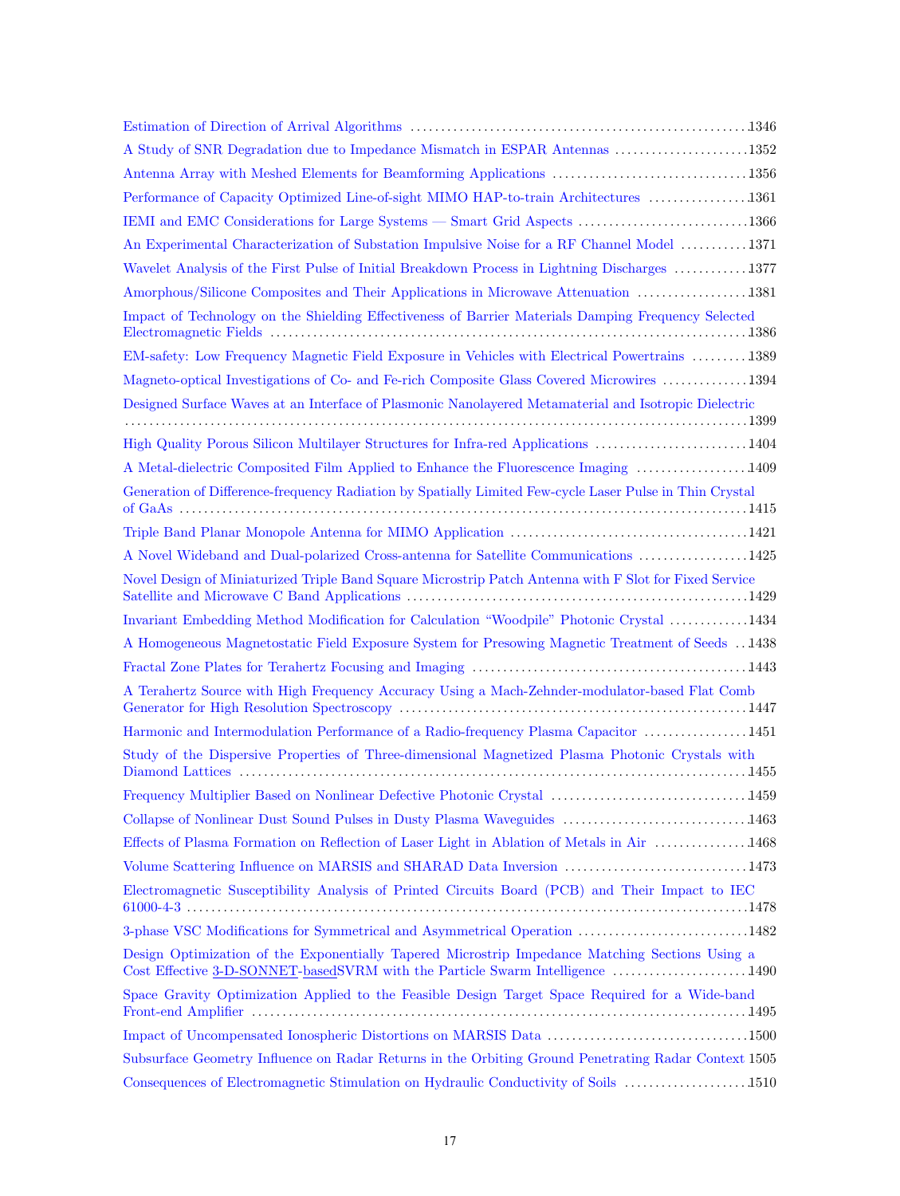Estimation of Direction of Arrival Algorithms ........................................................ 1346

A Study of SNR Degradation due to Impedance Mismatch in ESPAR Antennas ...................... 1352

Antenna Array with Meshed Elements for Beamforming Applications ................................ 1356

Performance of Capacity Optimized Line-of-sight MIMO HAP-to-train Architectures ................ 1361

IEMI and EMC Considerations for Large Systems — Smart Grid Aspects ............................ 1366

An Experimental Characterization of Substation Impulsive Noise for a RF Channel Model ........... 1371

Wavelet Analysis of the First Pulse of Initial Breakdown Process in Lightning Discharges ............ 1377

Amorphous/Silicone Composites and Their Applications in Microwave Attenuation .................. 1381

Impact of Technology on the Shielding Effectiveness of Barrier Materials Damping Frequency Selected Electromagnetic Fields ........................................................................... 1386

EM-safety: Low Frequency Magnetic Field Exposure in Vehicles with Electrical Powertrains ......... 1389

Magneto-optical Investigations of Co- and Fe-rich Composite Glass Covered Microwires .............. 1394

Designed Surface Waves at an Interface of Plasmonic Nanolayered Metamaterial and Isotropic Dielectric ................................................................................................ 1399

High Quality Porous Silicon Multilayer Structures for Infra-red Applications ......................... 1404

A Metal-dielectric Composited Film Applied to Enhance the Fluorescence Imaging .................. 1409

Generation of Difference-frequency Radiation by Spatially Limited Few-cycle Laser Pulse in Thin Crystal of GaAs ................................................................................... 1415

Triple Band Planar Monopole Antenna for MIMO Application ....................................... 1421

A Novel Wideband and Dual-polarized Cross-antenna for Satellite Communications .................. 1425

Novel Design of Miniaturized Triple Band Square Microstrip Patch Antenna with F Slot for Fixed Service Satellite and Microwave C Band Applications ....................................................... 1429

Invariant Embedding Method Modification for Calculation "Woodpile" Photonic Crystal ............. 1434

A Homogeneous Magnetostatic Field Exposure System for Presowing Magnetic Treatment of Seeds .. 1438

Fractal Zone Plates for Terahertz Focusing and Imaging ............................................. 1443

A Terahertz Source with High Frequency Accuracy Using a Mach-Zehnder-modulator-based Flat Comb Generator for High Resolution Spectroscopy ........................................................ 1447

Harmonic and Intermodulation Performance of a Radio-frequency Plasma Capacitor ................. 1451

Study of the Dispersive Properties of Three-dimensional Magnetized Plasma Photonic Crystals with Diamond Lattices ...................................................................................... 1455

Frequency Multiplier Based on Nonlinear Defective Photonic Crystal ................................ 1459

Collapse of Nonlinear Dust Sound Pulses in Dusty Plasma Waveguides .............................. 1463

Effects of Plasma Formation on Reflection of Laser Light in Ablation of Metals in Air ............... 1468

Volume Scattering Influence on MARSIS and SHARAD Data Inversion .............................. 1473

Electromagnetic Susceptibility Analysis of Printed Circuits Board (PCB) and Their Impact to IEC 61000-4-3 ........................................................................................... 1478

3-phase VSC Modifications for Symmetrical and Asymmetrical Operation ............................ 1482

Design Optimization of the Exponentially Tapered Microstrip Impedance Matching Sections Using a Cost Effective 3-D-SONNET-basedSVRM with the Particle Swarm Intelligence ...................... 1490

Space Gravity Optimization Applied to the Feasible Design Target Space Required for a Wide-band Front-end Amplifier ...................................................................................... 1495

Impact of Uncompensated Ionospheric Distortions on MARSIS Data ................................. 1500

Subsurface Geometry Influence on Radar Returns in the Orbiting Ground Penetrating Radar Context 1505

Consequences of Electromagnetic Stimulation on Hydraulic Conductivity of Soils .................... 1510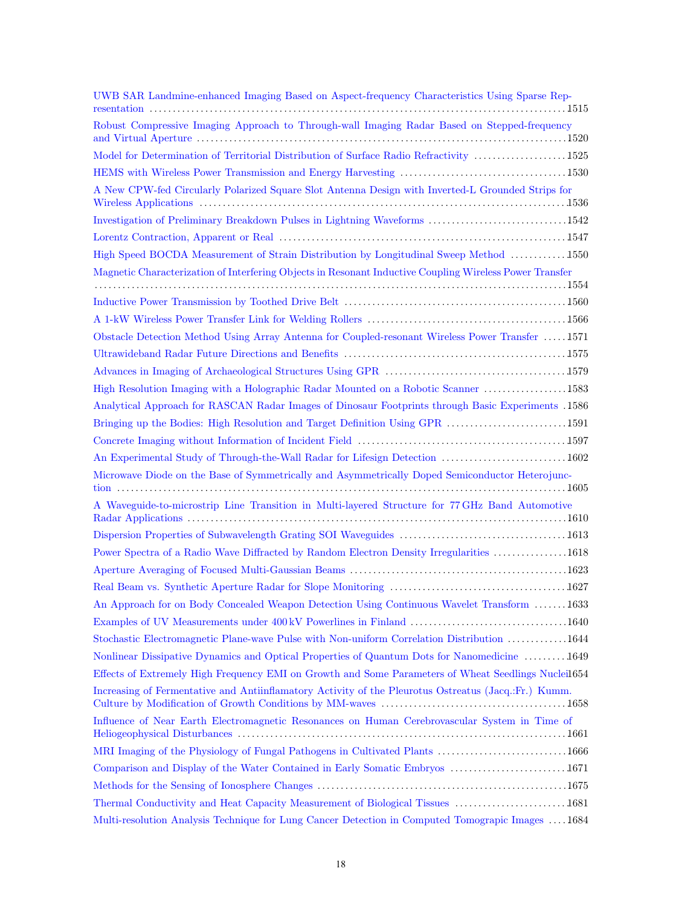UWB SAR Landmine-enhanced Imaging Based on Aspect-frequency Characteristics Using Sparse Representation .......... 1515

Robust Compressive Imaging Approach to Through-wall Imaging Radar Based on Stepped-frequency and Virtual Aperture .......... 1520

Model for Determination of Territorial Distribution of Surface Radio Refractivity .......... 1525

HEMS with Wireless Power Transmission and Energy Harvesting .......... 1530

A New CPW-fed Circularly Polarized Square Slot Antenna Design with Inverted-L Grounded Strips for Wireless Applications .......... 1536

Investigation of Preliminary Breakdown Pulses in Lightning Waveforms .......... 1542

Lorentz Contraction, Apparent or Real .......... 1547

High Speed BOCDA Measurement of Strain Distribution by Longitudinal Sweep Method .......... 1550

Magnetic Characterization of Interfering Objects in Resonant Inductive Coupling Wireless Power Transfer .......... 1554

Inductive Power Transmission by Toothed Drive Belt .......... 1560

A 1-kW Wireless Power Transfer Link for Welding Rollers .......... 1566

Obstacle Detection Method Using Array Antenna for Coupled-resonant Wireless Power Transfer .......... 1571

Ultrawideband Radar Future Directions and Benefits .......... 1575

Advances in Imaging of Archaeological Structures Using GPR .......... 1579

High Resolution Imaging with a Holographic Radar Mounted on a Robotic Scanner .......... 1583

Analytical Approach for RASCAN Radar Images of Dinosaur Footprints through Basic Experiments .......... 1586

Bringing up the Bodies: High Resolution and Target Definition Using GPR .......... 1591

Concrete Imaging without Information of Incident Field .......... 1597

An Experimental Study of Through-the-Wall Radar for Lifesign Detection .......... 1602

Microwave Diode on the Base of Symmetrically and Asymmetrically Doped Semiconductor Heterojunction .......... 1605

A Waveguide-to-microstrip Line Transition in Multi-layered Structure for 77 GHz Band Automotive Radar Applications .......... 1610

Dispersion Properties of Subwavelength Grating SOI Waveguides .......... 1613

Power Spectra of a Radio Wave Diffracted by Random Electron Density Irregularities .......... 1618

Aperture Averaging of Focused Multi-Gaussian Beams .......... 1623

Real Beam vs. Synthetic Aperture Radar for Slope Monitoring .......... 1627

An Approach for on Body Concealed Weapon Detection Using Continuous Wavelet Transform .......... 1633

Examples of UV Measurements under 400 kV Powerlines in Finland .......... 1640

Stochastic Electromagnetic Plane-wave Pulse with Non-uniform Correlation Distribution .......... 1644

Nonlinear Dissipative Dynamics and Optical Properties of Quantum Dots for Nanomedicine .......... 1649

Effects of Extremely High Frequency EMI on Growth and Some Parameters of Wheat Seedlings Nuclei .......... 1654

Increasing of Fermentative and Antiinflamatory Activity of the Pleurotus Ostreatus (Jacq.:Fr.) Kumm. Culture by Modification of Growth Conditions by MM-waves .......... 1658

Influence of Near Earth Electromagnetic Resonances on Human Cerebrovascular System in Time of Heliogeophysical Disturbances .......... 1661

MRI Imaging of the Physiology of Fungal Pathogens in Cultivated Plants .......... 1666

Comparison and Display of the Water Contained in Early Somatic Embryos .......... 1671

Methods for the Sensing of Ionosphere Changes .......... 1675

Thermal Conductivity and Heat Capacity Measurement of Biological Tissues .......... 1681

Multi-resolution Analysis Technique for Lung Cancer Detection in Computed Tomograpic Images .......... 1684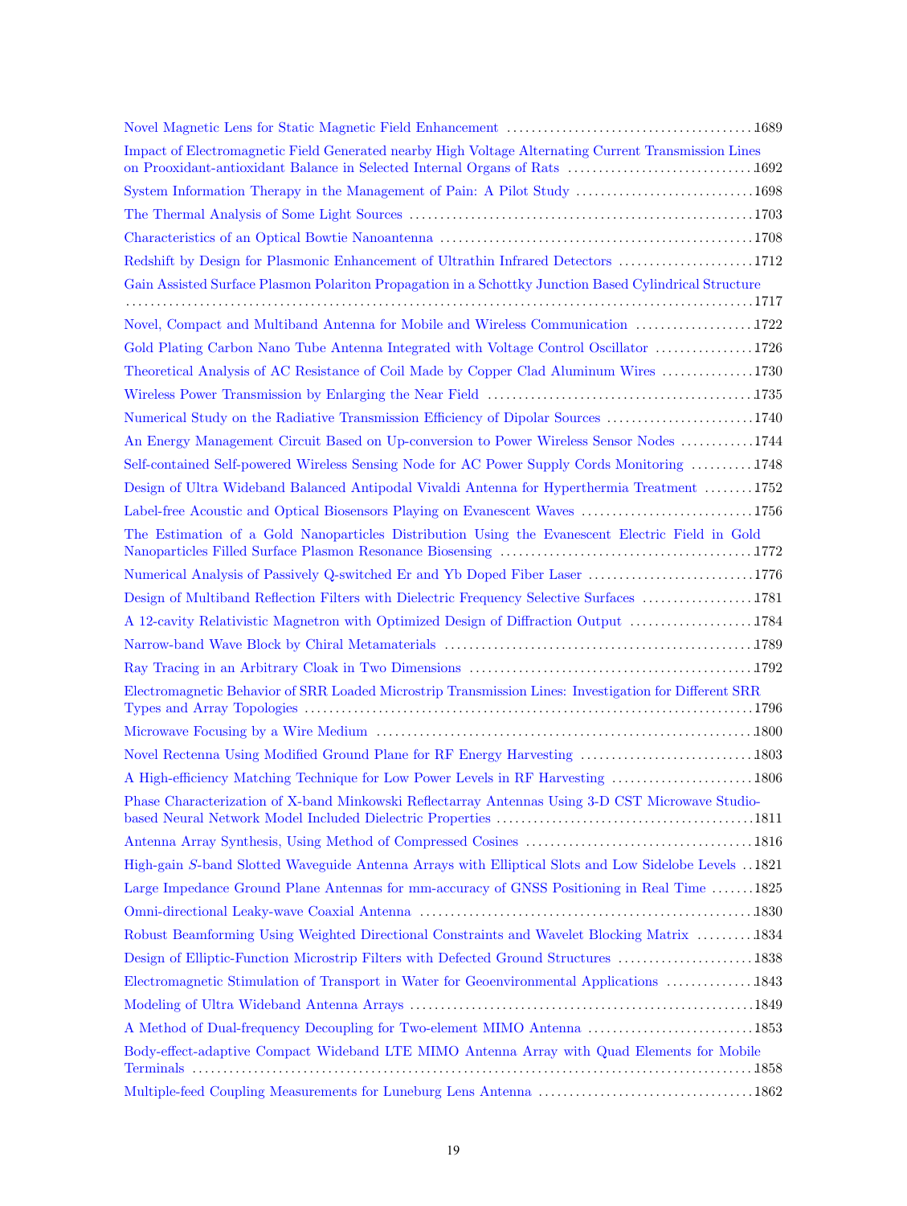Novel Magnetic Lens for Static Magnetic Field Enhancement ........................................1689

Impact of Electromagnetic Field Generated nearby High Voltage Alternating Current Transmission Lines on Prooxidant-antioxidant Balance in Selected Internal Organs of Rats ..............................1692

System Information Therapy in the Management of Pain: A Pilot Study .............................1698

The Thermal Analysis of Some Light Sources ........................................................1703

Characteristics of an Optical Bowtie Nanoantenna ..................................................1708

Redshift by Design for Plasmonic Enhancement of Ultrathin Infrared Detectors ......................1712

Gain Assisted Surface Plasmon Polariton Propagation in a Schottky Junction Based Cylindrical Structure ..........................................................................................................1717

Novel, Compact and Multiband Antenna for Mobile and Wireless Communication ...................1722

Gold Plating Carbon Nano Tube Antenna Integrated with Voltage Control Oscillator ................1726

Theoretical Analysis of AC Resistance of Coil Made by Copper Clad Aluminum Wires ...............1730

Wireless Power Transmission by Enlarging the Near Field ...........................................1735

Numerical Study on the Radiative Transmission Efficiency of Dipolar Sources ........................1740

An Energy Management Circuit Based on Up-conversion to Power Wireless Sensor Nodes ............1744

Self-contained Self-powered Wireless Sensing Node for AC Power Supply Cords Monitoring ..........1748

Design of Ultra Wideband Balanced Antipodal Vivaldi Antenna for Hyperthermia Treatment ........1752

Label-free Acoustic and Optical Biosensors Playing on Evanescent Waves ............................1756

The Estimation of a Gold Nanoparticles Distribution Using the Evanescent Electric Field in Gold Nanoparticles Filled Surface Plasmon Resonance Biosensing .........................................1772

Numerical Analysis of Passively Q-switched Er and Yb Doped Fiber Laser ...........................1776

Design of Multiband Reflection Filters with Dielectric Frequency Selective Surfaces ..................1781

A 12-cavity Relativistic Magnetron with Optimized Design of Diffraction Output ....................1784

Narrow-band Wave Block by Chiral Metamaterials .................................................1789

Ray Tracing in an Arbitrary Cloak in Two Dimensions ..............................................1792

Electromagnetic Behavior of SRR Loaded Microstrip Transmission Lines: Investigation for Different SRR Types and Array Topologies ........................................................................1796

Microwave Focusing by a Wire Medium .............................................................1800

Novel Rectenna Using Modified Ground Plane for RF Energy Harvesting ............................1803

A High-efficiency Matching Technique for Low Power Levels in RF Harvesting .......................1806

Phase Characterization of X-band Minkowski Reflectarray Antennas Using 3-D CST Microwave Studio-based Neural Network Model Included Dielectric Properties .........................................1811

Antenna Array Synthesis, Using Method of Compressed Cosines .....................................1816

High-gain *S*-band Slotted Waveguide Antenna Arrays with Elliptical Slots and Low Sidelobe Levels ..1821

Large Impedance Ground Plane Antennas for mm-accuracy of GNSS Positioning in Real Time .......1825

Omni-directional Leaky-wave Coaxial Antenna .....................................................1830

Robust Beamforming Using Weighted Directional Constraints and Wavelet Blocking Matrix .........1834

Design of Elliptic-Function Microstrip Filters with Defected Ground Structures ......................1838

Electromagnetic Stimulation of Transport in Water for Geoenvironmental Applications ..............1843

Modeling of Ultra Wideband Antenna Arrays .......................................................1849

A Method of Dual-frequency Decoupling for Two-element MIMO Antenna ...........................1853

Body-effect-adaptive Compact Wideband LTE MIMO Antenna Array with Quad Elements for Mobile Terminals .........................................................................................1858

Multiple-feed Coupling Measurements for Luneburg Lens Antenna ..................................1862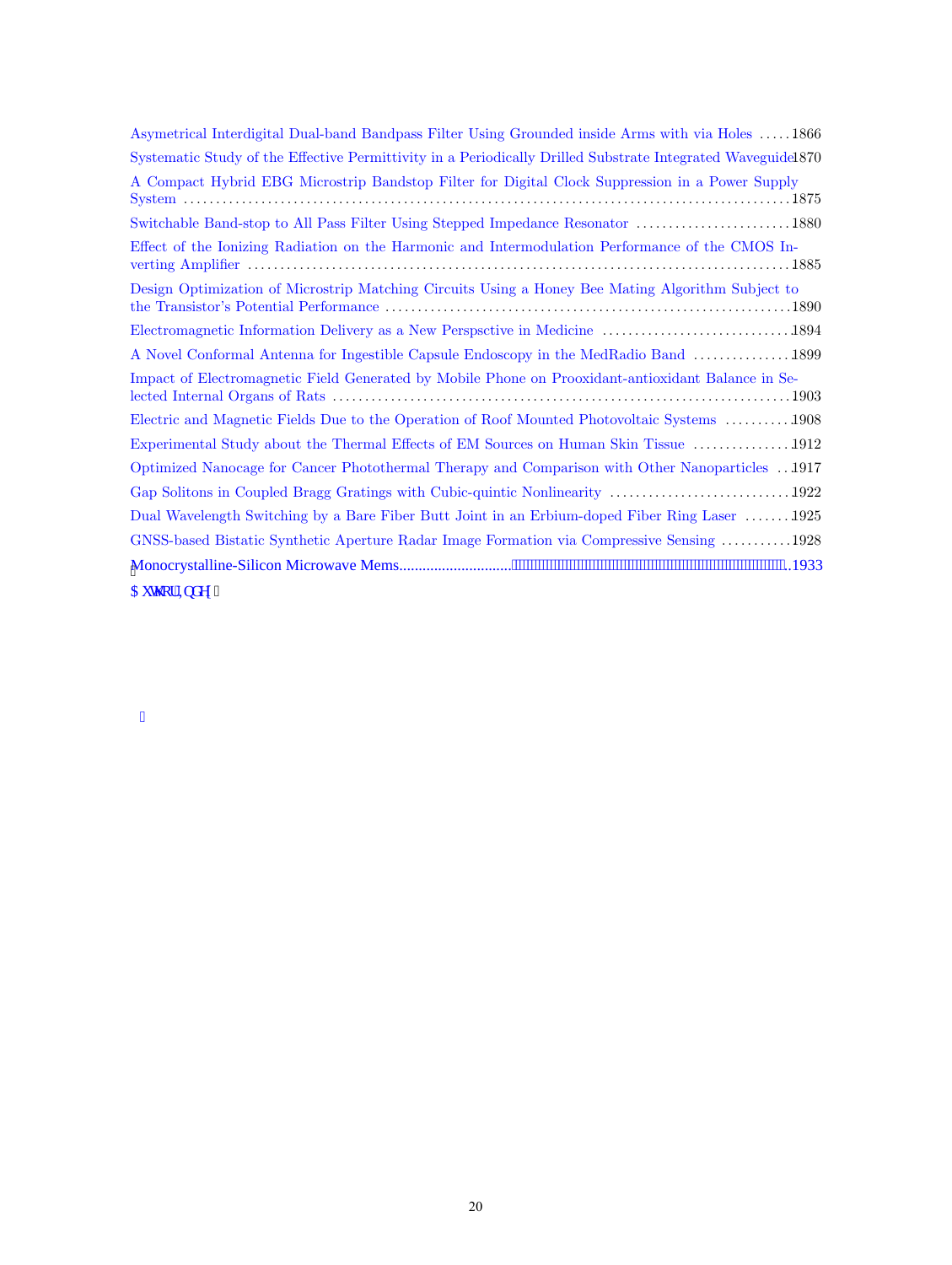Asymetrical Interdigital Dual-band Bandpass Filter Using Grounded inside Arms with via Holes .....1866

Systematic Study of the Effective Permittivity in a Periodically Drilled Substrate Integrated Waveguide 1870

A Compact Hybrid EBG Microstrip Bandstop Filter for Digital Clock Suppression in a Power Supply System ....................1875

Switchable Band-stop to All Pass Filter Using Stepped Impedance Resonator ....................1880

Effect of the Ionizing Radiation on the Harmonic and Intermodulation Performance of the CMOS Inverting Amplifier ....................1885

Design Optimization of Microstrip Matching Circuits Using a Honey Bee Mating Algorithm Subject to the Transistor's Potential Performance ....................1890

Electromagnetic Information Delivery as a New Perspsctive in Medicine ....................1894

A Novel Conformal Antenna for Ingestible Capsule Endoscopy in the MedRadio Band ....................1899

Impact of Electromagnetic Field Generated by Mobile Phone on Prooxidant-antioxidant Balance in Selected Internal Organs of Rats ....................1903

Electric and Magnetic Fields Due to the Operation of Roof Mounted Photovoltaic Systems ..........1908

Experimental Study about the Thermal Effects of EM Sources on Human Skin Tissue ...............1912

Optimized Nanocage for Cancer Photothermal Therapy and Comparison with Other Nanoparticles ..1917

Gap Solitons in Coupled Bragg Gratings with Cubic-quintic Nonlinearity ....................1922

Dual Wavelength Switching by a Bare Fiber Butt Joint in an Erbium-doped Fiber Ring Laser .......1925

GNSS-based Bistatic Synthetic Aperture Radar Image Formation via Compressive Sensing ...........1928

Monocrystalline-Silicon Microwave Mems....................1933

Author Index